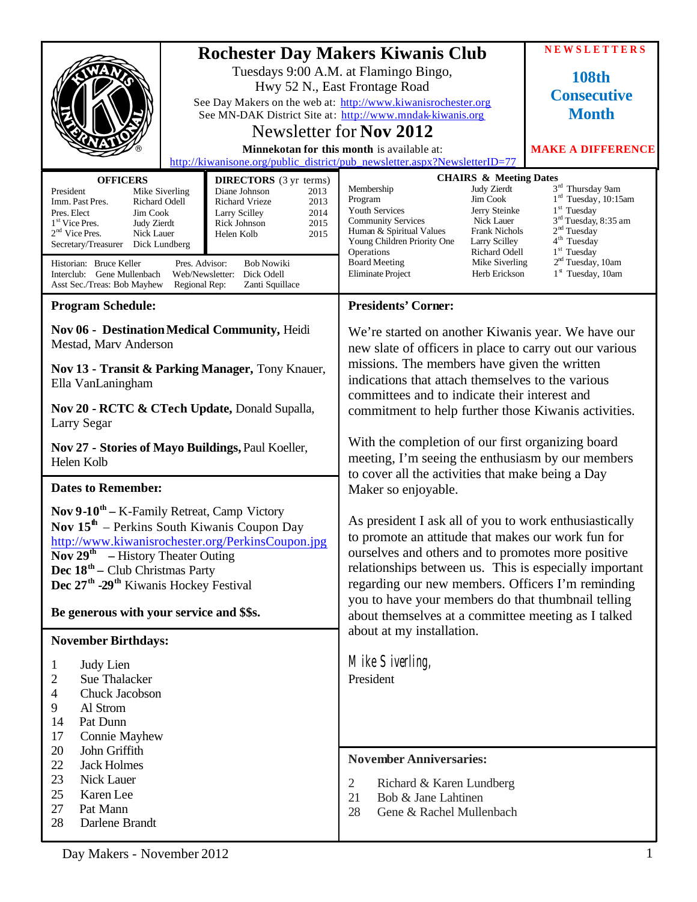# Rochester Day Makers Kiwanis Club

Tuesdays 9:00 A.M. at Flamingo Bingo,
Hwy 52 N., East Frontage Road

See Day Makers on the web at: http://www.kiwanisrochester.org
See MN-DAK District Site at: http://www.mndak-kiwanis.org

## Newsletter for Nov 2012

**Minnekotan for this month** is available at:
http://kiwanisone.org/public_district/pub_newsletter.aspx?NewsletterID=77

**NEWSLETTERS**

**108th Consecutive Month**

**MAKE A DIFFERENCE**

**OFFICERS**

| | |
|---|---|
| President | Mike Siverling |
| Imm. Past Pres. | Richard Odell |
| Pres. Elect | Jim Cook |
| 1st Vice Pres. | Judy Zierdt |
| 2nd Vice Pres. | Nick Lauer |
| Secretary/Treasurer | Dick Lundberg |

**DIRECTORS** (3 yr terms)

| | |
|---|---|
| Diane Johnson | 2013 |
| Richard Vrieze | 2013 |
| Larry Scilley | 2014 |
| Rick Johnson | 2015 |
| Helen Kolb | 2015 |

Historian: Bruce Keller
Interclub: Gene Mullenbach
Asst Sec./Treas: Bob Mayhew
Pres. Advisor: Bob Nowiki
Web/Newsletter: Dick Odell
Regional Rep: Zanti Squillace

**CHAIRS & Meeting Dates**

| | | |
|---|---|---|
| Membership | Judy Zierdt | 3rd Thursday 9am |
| Program | Jim Cook | 1rd Tuesday, 10:15am |
| Youth Services | Jerry Steinke | 1st Tuesday |
| Community Services | Nick Lauer | 3rd Tuesday, 8:35 am |
| Human & Spiritual Values | Frank Nichols | 2nd Tuesday |
| Young Children Priority One | Larry Scilley | 4th Tuesday |
| Operations | Richard Odell | 1st Tuesday |
| Board Meeting | Mike Siverling | 2nd Tuesday, 10am |
| Eliminate Project | Herb Erickson | 1st Tuesday, 10am |

## Program Schedule:

**Nov 06 - Destination Medical Community,** Heidi Mestad, Marv Anderson

**Nov 13 - Transit & Parking Manager,** Tony Knauer, Ella VanLaningham

**Nov 20 - RCTC & CTech Update,** Donald Supalla, Larry Segar

**Nov 27 - Stories of Mayo Buildings,** Paul Koeller, Helen Kolb

## Dates to Remember:

**Nov 9-10th** – K-Family Retreat, Camp Victory
**Nov 15th** – Perkins South Kiwanis Coupon Day
http://www.kiwanisrochester.org/PerkinsCoupon.jpg
**Nov 29th** – History Theater Outing
**Dec 18th** – Club Christmas Party
**Dec 27th -29th** Kiwanis Hockey Festival

**Be generous with your service and $$s.**

## November Birthdays:

| | |
|---|---|
| 1 | Judy Lien |
| 2 | Sue Thalacker |
| 4 | Chuck Jacobson |
| 9 | Al Strom |
| 14 | Pat Dunn |
| 17 | Connie Mayhew |
| 20 | John Griffith |
| 22 | Jack Holmes |
| 23 | Nick Lauer |
| 25 | Karen Lee |
| 27 | Pat Mann |
| 28 | Darlene Brandt |

## Presidents' Corner:

We're started on another Kiwanis year. We have our new slate of officers in place to carry out our various missions. The members have given the written indications that attach themselves to the various committees and to indicate their interest and commitment to help further those Kiwanis activities.

With the completion of our first organizing board meeting, I'm seeing the enthusiasm by our members to cover all the activities that make being a Day Maker so enjoyable.

As president I ask all of you to work enthusiastically to promote an attitude that makes our work fun for ourselves and others and to promotes more positive relationships between us. This is especially important regarding our new members. Officers I'm reminding you to have your members do that thumbnail telling about themselves at a committee meeting as I talked about at my installation.

*Mike Siverling,*
President

## November Anniversaries:

| | |
|---|---|
| 2 | Richard & Karen Lundberg |
| 21 | Bob & Jane Lahtinen |
| 28 | Gene & Rachel Mullenbach |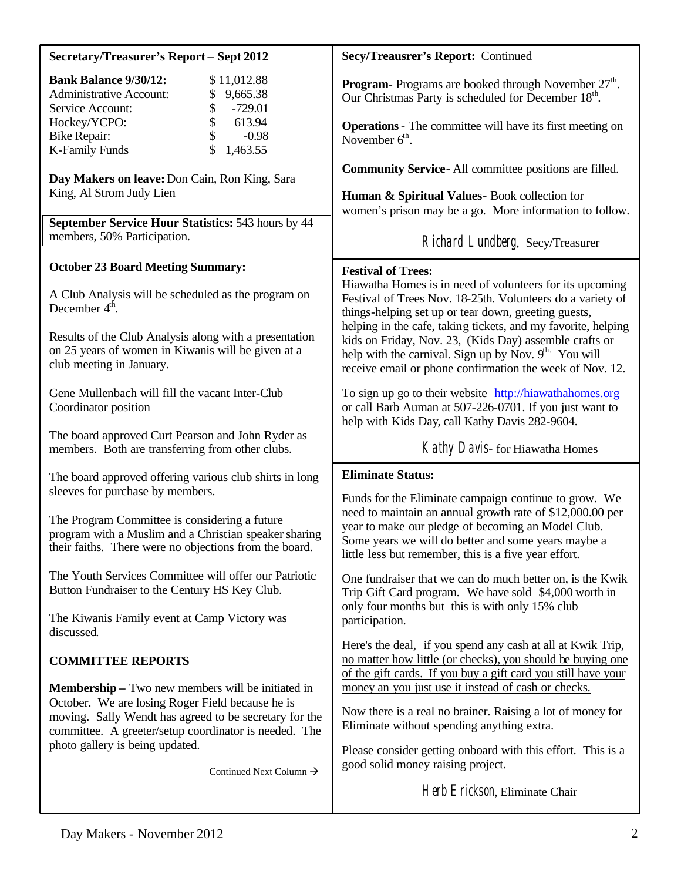**Secretary/Treasurer's Report – Sept 2012**

| | |
|---|---|
| **Bank Balance 9/30/12:** | $ 11,012.88 |
| Administrative Account: | $ 9,665.38 |
| Service Account: | $ -729.01 |
| Hockey/YCPO: | $ 613.94 |
| Bike Repair: | $ -0.98 |
| K-Family Funds | $ 1,463.55 |

**Day Makers on leave:** Don Cain, Ron King, Sara King, Al Strom Judy Lien

**September Service Hour Statistics:** 543 hours by 44 members, 50% Participation.

**October 23 Board Meeting Summary:**

A Club Analysis will be scheduled as the program on December 4th.

Results of the Club Analysis along with a presentation on 25 years of women in Kiwanis will be given at a club meeting in January.

Gene Mullenbach will fill the vacant Inter-Club Coordinator position

The board approved Curt Pearson and John Ryder as members. Both are transferring from other clubs.

The board approved offering various club shirts in long sleeves for purchase by members.

The Program Committee is considering a future program with a Muslim and a Christian speaker sharing their faiths. There were no objections from the board.

The Youth Services Committee will offer our Patriotic Button Fundraiser to the Century HS Key Club.

The Kiwanis Family event at Camp Victory was discussed.

**COMMITTEE REPORTS**

**Membership –** Two new members will be initiated in October. We are losing Roger Field because he is moving. Sally Wendt has agreed to be secretary for the committee. A greeter/setup coordinator is needed. The photo gallery is being updated.

Continued Next Column →

**Secy/Treausrer's Report:** Continued

**Program-** Programs are booked through November 27th. Our Christmas Party is scheduled for December 18th.

**Operations** - The committee will have its first meeting on November 6th.

**Community Service**- All committee positions are filled.

**Human & Spiritual Values-** Book collection for women's prison may be a go. More information to follow.

Richard Lundberg, Secy/Treasurer

**Festival of Trees:**
Hiawatha Homes is in need of volunteers for its upcoming Festival of Trees Nov. 18-25th. Volunteers do a variety of things-helping set up or tear down, greeting guests, helping in the cafe, taking tickets, and my favorite, helping kids on Friday, Nov. 23, (Kids Day) assemble crafts or help with the carnival. Sign up by Nov. 9th. You will receive email or phone confirmation the week of Nov. 12.

To sign up go to their website http://hiawathahomes.org or call Barb Auman at 507-226-0701. If you just want to help with Kids Day, call Kathy Davis 282-9604.

Kathy Davis- for Hiawatha Homes

**Eliminate Status:**

Funds for the Eliminate campaign continue to grow. We need to maintain an annual growth rate of $12,000.00 per year to make our pledge of becoming an Model Club. Some years we will do better and some years maybe a little less but remember, this is a five year effort.

One fundraiser that we can do much better on, is the Kwik Trip Gift Card program. We have sold $4,000 worth in only four months but this is with only 15% club participation.

Here's the deal, <u>if you spend any cash at all at Kwik Trip, no matter how little (or checks), you should be buying one of the gift cards. If you buy a gift card you still have your money an you just use it instead of cash or checks.</u>

Now there is a real no brainer. Raising a lot of money for Eliminate without spending anything extra.

Please consider getting onboard with this effort. This is a good solid money raising project.

Herb Erickson, Eliminate Chair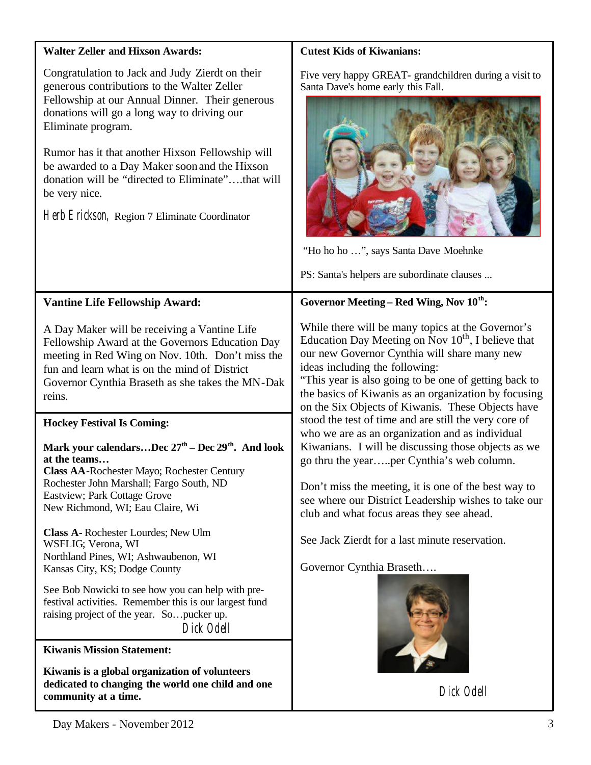### Walter Zeller and Hixson Awards:

Congratulation to Jack and Judy Zierdt on their generous contributions to the Walter Zeller Fellowship at our Annual Dinner. Their generous donations will go a long way to driving our Eliminate program.

Rumor has it that another Hixson Fellowship will be awarded to a Day Maker soon and the Hixson donation will be "directed to Eliminate"….that will be very nice.

Herb Erickson, Region 7 Eliminate Coordinator

### Vantine Life Fellowship Award:

A Day Maker will be receiving a Vantine Life Fellowship Award at the Governors Education Day meeting in Red Wing on Nov. 10th. Don't miss the fun and learn what is on the mind of District Governor Cynthia Braseth as she takes the MN-Dak reins.

### Hockey Festival Is Coming:

**Mark your calendars…Dec 27th – Dec 29th. And look at the teams…**

**Class AA**-Rochester Mayo; Rochester Century
Rochester John Marshall; Fargo South, ND
Eastview; Park Cottage Grove
New Richmond, WI; Eau Claire, Wi

**Class A**- Rochester Lourdes; New Ulm
WSFLIG; Verona, WI
Northland Pines, WI; Ashwaubenon, WI
Kansas City, KS; Dodge County

See Bob Nowicki to see how you can help with pre-festival activities. Remember this is our largest fund raising project of the year. So…pucker up.

Dick Odell

### Kiwanis Mission Statement:

**Kiwanis is a global organization of volunteers dedicated to changing the world one child and one community at a time.**

### Cutest Kids of Kiwanians:

Five very happy GREAT- grandchildren during a visit to Santa Dave's home early this Fall.

"Ho ho ho …", says Santa Dave Moehnke

PS: Santa's helpers are subordinate clauses ...

### Governor Meeting – Red Wing, Nov 10th:

While there will be many topics at the Governor's Education Day Meeting on Nov 10th, I believe that our new Governor Cynthia will share many new ideas including the following:
"This year is also going to be one of getting back to the basics of Kiwanis as an organization by focusing on the Six Objects of Kiwanis. These Objects have stood the test of time and are still the very core of who we are as an organization and as individual Kiwanians. I will be discussing those objects as we go thru the year…..per Cynthia's web column.

Don't miss the meeting, it is one of the best way to see where our District Leadership wishes to take our club and what focus areas they see ahead.

See Jack Zierdt for a last minute reservation.

Governor Cynthia Braseth….

Dick Odell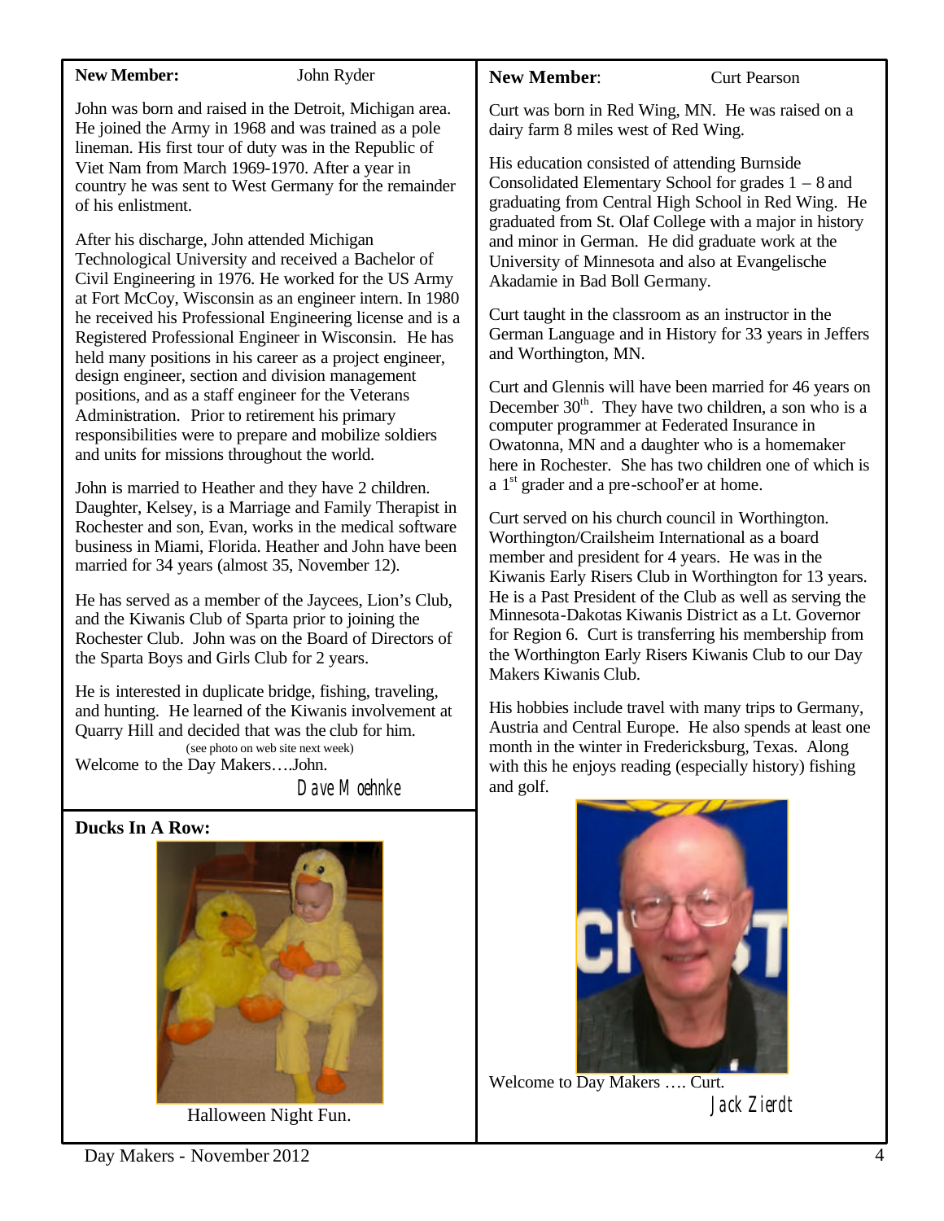**New Member:** John Ryder

John was born and raised in the Detroit, Michigan area. He joined the Army in 1968 and was trained as a pole lineman. His first tour of duty was in the Republic of Viet Nam from March 1969-1970. After a year in country he was sent to West Germany for the remainder of his enlistment.

After his discharge, John attended Michigan Technological University and received a Bachelor of Civil Engineering in 1976. He worked for the US Army at Fort McCoy, Wisconsin as an engineer intern. In 1980 he received his Professional Engineering license and is a Registered Professional Engineer in Wisconsin. He has held many positions in his career as a project engineer, design engineer, section and division management positions, and as a staff engineer for the Veterans Administration. Prior to retirement his primary responsibilities were to prepare and mobilize soldiers and units for missions throughout the world.

John is married to Heather and they have 2 children. Daughter, Kelsey, is a Marriage and Family Therapist in Rochester and son, Evan, works in the medical software business in Miami, Florida. Heather and John have been married for 34 years (almost 35, November 12).

He has served as a member of the Jaycees, Lion's Club, and the Kiwanis Club of Sparta prior to joining the Rochester Club. John was on the Board of Directors of the Sparta Boys and Girls Club for 2 years.

He is interested in duplicate bridge, fishing, traveling, and hunting. He learned of the Kiwanis involvement at Quarry Hill and decided that was the club for him.

(see photo on web site next week)

Welcome to the Day Makers….John.

Dave Moehnke

**Ducks In A Row:**

Halloween Night Fun.

**New Member**: Curt Pearson

Curt was born in Red Wing, MN. He was raised on a dairy farm 8 miles west of Red Wing.

His education consisted of attending Burnside Consolidated Elementary School for grades 1 – 8 and graduating from Central High School in Red Wing. He graduated from St. Olaf College with a major in history and minor in German. He did graduate work at the University of Minnesota and also at Evangelische Akadamie in Bad Boll Germany.

Curt taught in the classroom as an instructor in the German Language and in History for 33 years in Jeffers and Worthington, MN.

Curt and Glennis will have been married for 46 years on December 30th. They have two children, a son who is a computer programmer at Federated Insurance in Owatonna, MN and a daughter who is a homemaker here in Rochester. She has two children one of which is a 1st grader and a pre-school'er at home.

Curt served on his church council in Worthington. Worthington/Crailsheim International as a board member and president for 4 years. He was in the Kiwanis Early Risers Club in Worthington for 13 years. He is a Past President of the Club as well as serving the Minnesota-Dakotas Kiwanis District as a Lt. Governor for Region 6. Curt is transferring his membership from the Worthington Early Risers Kiwanis Club to our Day Makers Kiwanis Club.

His hobbies include travel with many trips to Germany, Austria and Central Europe. He also spends at least one month in the winter in Fredericksburg, Texas. Along with this he enjoys reading (especially history) fishing and golf.

Welcome to Day Makers …. Curt.

Jack Zierdt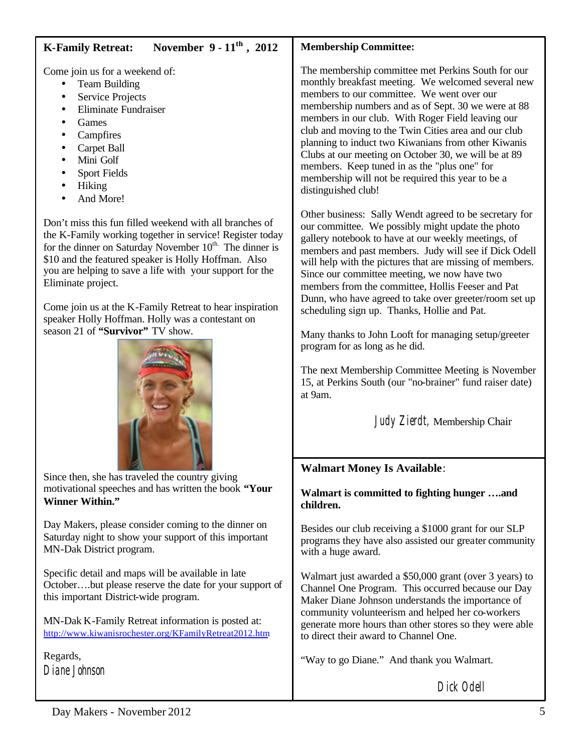## K-Family Retreat: November 9 - 11th, 2012

Come join us for a weekend of:

- Team Building
- Service Projects
- Eliminate Fundraiser
- Games
- Campfires
- Carpet Ball
- Mini Golf
- Sport Fields
- Hiking
- And More!

Don't miss this fun filled weekend with all branches of the K-Family working together in service! Register today for the dinner on Saturday November 10th. The dinner is $10 and the featured speaker is Holly Hoffman. Also you are helping to save a life with your support for the Eliminate project.

Come join us at the K-Family Retreat to hear inspiration speaker Holly Hoffman. Holly was a contestant on season 21 of **"Survivor"** TV show.

Since then, she has traveled the country giving motivational speeches and has written the book **"Your Winner Within."**

Day Makers, please consider coming to the dinner on Saturday night to show your support of this important MN-Dak District program.

Specific detail and maps will be available in late October….but please reserve the date for your support of this important District-wide program.

MN-Dak K-Family Retreat information is posted at: http://www.kiwanisrochester.org/KFamilyRetreat2012.htm

Regards,
Diane Johnson

## Membership Committee:

The membership committee met Perkins South for our monthly breakfast meeting. We welcomed several new members to our committee. We went over our membership numbers and as of Sept. 30 we were at 88 members in our club. With Roger Field leaving our club and moving to the Twin Cities area and our club planning to induct two Kiwanians from other Kiwanis Clubs at our meeting on October 30, we will be at 89 members. Keep tuned in as the "plus one" for membership will not be required this year to be a distinguished club!

Other business: Sally Wendt agreed to be secretary for our committee. We possibly might update the photo gallery notebook to have at our weekly meetings, of members and past members. Judy will see if Dick Odell will help with the pictures that are missing of members. Since our committee meeting, we now have two members from the committee, Hollis Feeser and Pat Dunn, who have agreed to take over greeter/room set up scheduling sign up. Thanks, Hollie and Pat.

Many thanks to John Looft for managing setup/greeter program for as long as he did.

The next Membership Committee Meeting is November 15, at Perkins South (our "no-brainer" fund raiser date) at 9am.

Judy Zierdt, Membership Chair

## Walmart Money Is Available:

**Walmart is committed to fighting hunger ….and children.**

Besides our club receiving a $1000 grant for our SLP programs they have also assisted our greater community with a huge award.

Walmart just awarded a $50,000 grant (over 3 years) to Channel One Program. This occurred because our Day Maker Diane Johnson understands the importance of community volunteerism and helped her co-workers generate more hours than other stores so they were able to direct their award to Channel One.

"Way to go Diane." And thank you Walmart.

Dick Odell